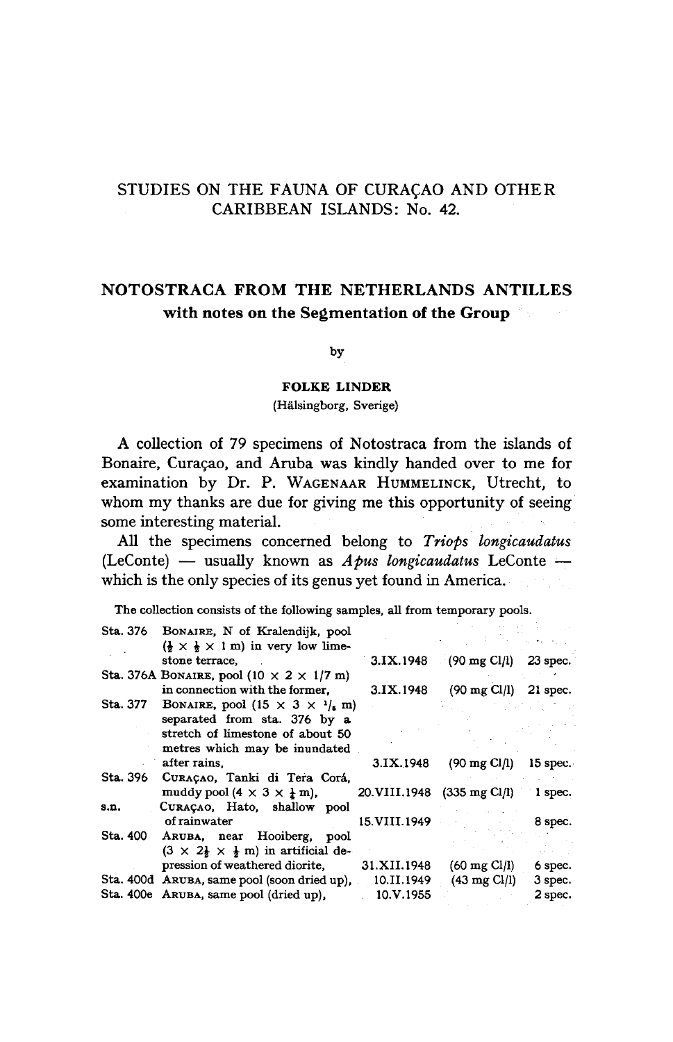# STUDIES ON THE FAUNA OF CURAÇAO AND OTHER CARIBBEAN ISLANDS: No. 42.

## NOTOSTRACA FROM THE NETHERLANDS ANTILLES

### with notes on the Segmentation of the Group

by

**FOLKE LINDER**

(Hälsingborg, Sverige)

A collection of 79 specimens of Notostraca from the islands of Bonaire, Curaçao, and Aruba was kindly handed over to me for examination by Dr. P. WAGENAAR HUMMELINCK, Utrecht, to whom my thanks are due for giving me this opportunity of seeing some interesting material.

All the specimens concerned belong to *Triops longicaudatus* (LeConte) — usually known as *Apus longicaudatus* LeConte — which is the only species of its genus yet found in America.

The collection consists of the following samples, all from temporary pools.

| Station | Locality | Date | Chlorinity | Specimens |
|---|---|---|---|---|
| Sta. 376 | BONAIRE, N of Kralendijk, pool ($\frac{1}{2} \times \frac{1}{2} \times 1$ m) in very low limestone terrace, | 3.IX.1948 | (90 mg Cl/l) | 23 spec. |
| Sta. 376A | BONAIRE, pool ($10 \times 2 \times 1/7$ m) in connection with the former, | 3.IX.1948 | (90 mg Cl/l) | 21 spec. |
| Sta. 377 | BONAIRE, pool ($15 \times 3 \times {}^{1}/_{8}$ m) separated from sta. 376 by a stretch of limestone of about 50 metres which may be inundated after rains, | 3.IX.1948 | (90 mg Cl/l) | 15 spec. |
| Sta. 396 | CURAÇAO, Tanki di Tera Corá, muddy pool ($4 \times 3 \times \frac{1}{4}$ m), | 20.VIII.1948 | (335 mg Cl/l) | 1 spec. |
| s.n. | CURAÇAO, Hato, shallow pool of rainwater | 15.VIII.1949 | | 8 spec. |
| Sta. 400 | ARUBA, near Hooiberg, pool ($3 \times 2\frac{1}{2} \times \frac{1}{2}$ m) in artificial depression of weathered diorite, | 31.XII.1948 | (60 mg Cl/l) | 6 spec. |
| Sta. 400d | ARUBA, same pool (soon dried up), | 10.II.1949 | (43 mg Cl/l) | 3 spec. |
| Sta. 400e | ARUBA, same pool (dried up), | 10.V.1955 | | 2 spec. |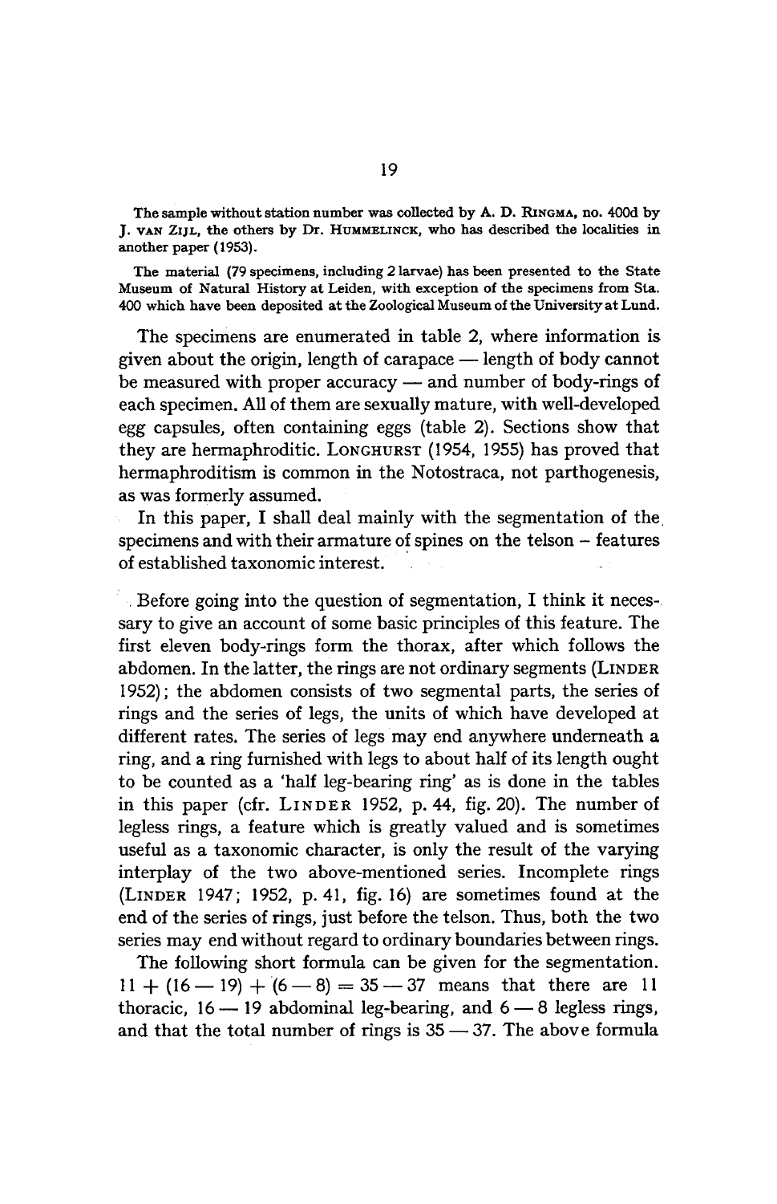The sample without station number was collected by A. D. RINGMA, no. 400d by J. VAN ZIJL, the others by Dr. HUMMELINCK, who has described the localities in another paper (1953).

The material (79 specimens, including 2 larvae) has been presented to the State Museum of Natural History at Leiden, with exception of the specimens from Sta. 400 which have been deposited at the Zoological Museum of the University at Lund.

The specimens are enumerated in table 2, where information is given about the origin, length of carapace — length of body cannot be measured with proper accuracy — and number of body-rings of each specimen. All of them are sexually mature, with well-developed egg capsules, often containing eggs (table 2). Sections show that they are hermaphroditic. LONGHURST (1954, 1955) has proved that hermaphroditism is common in the Notostraca, not parthogenesis, as was formerly assumed.

In this paper, I shall deal mainly with the segmentation of the specimens and with their armature of spines on the telson – features of established taxonomic interest.

Before going into the question of segmentation, I think it necessary to give an account of some basic principles of this feature. The first eleven body-rings form the thorax, after which follows the abdomen. In the latter, the rings are not ordinary segments (LINDER 1952); the abdomen consists of two segmental parts, the series of rings and the series of legs, the units of which have developed at different rates. The series of legs may end anywhere underneath a ring, and a ring furnished with legs to about half of its length ought to be counted as a 'half leg-bearing ring' as is done in the tables in this paper (cfr. LINDER 1952, p. 44, fig. 20). The number of legless rings, a feature which is greatly valued and is sometimes useful as a taxonomic character, is only the result of the varying interplay of the two above-mentioned series. Incomplete rings (LINDER 1947; 1952, p. 41, fig. 16) are sometimes found at the end of the series of rings, just before the telson. Thus, both the two series may end without regard to ordinary boundaries between rings.

The following short formula can be given for the segmentation. $11 + (16 - 19) + (6 - 8) = 35 - 37$ means that there are 11 thoracic, 16 — 19 abdominal leg-bearing, and 6 — 8 legless rings, and that the total number of rings is 35 — 37. The above formula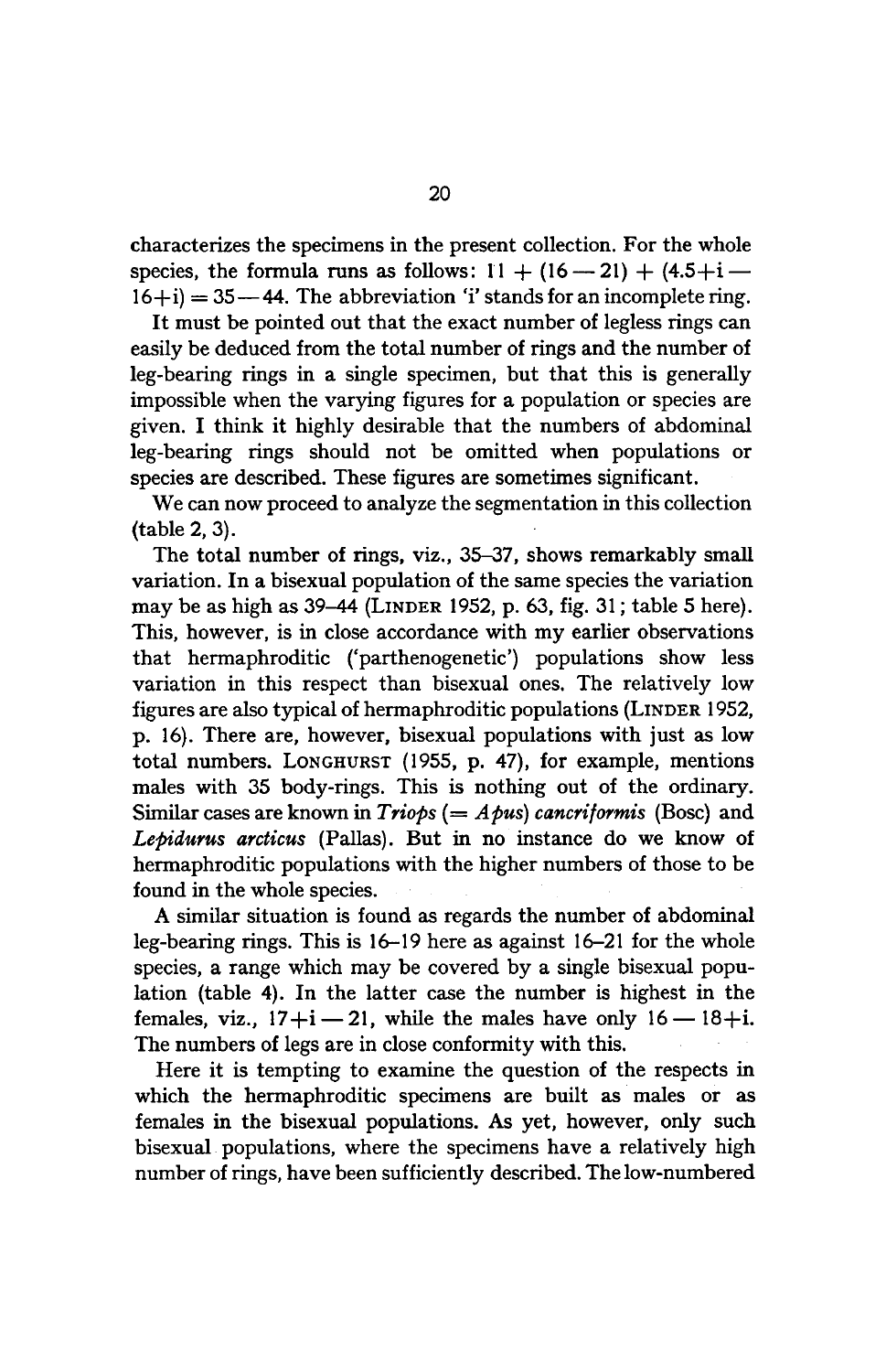characterizes the specimens in the present collection. For the whole species, the formula runs as follows: $11 + (16 - 21) + (4.5{+}i - 16{+}i) = 35 - 44$. The abbreviation 'i' stands for an incomplete ring.

It must be pointed out that the exact number of legless rings can easily be deduced from the total number of rings and the number of leg-bearing rings in a single specimen, but that this is generally impossible when the varying figures for a population or species are given. I think it highly desirable that the numbers of abdominal leg-bearing rings should not be omitted when populations or species are described. These figures are sometimes significant.

We can now proceed to analyze the segmentation in this collection (table 2, 3).

The total number of rings, viz., 35–37, shows remarkably small variation. In a bisexual population of the same species the variation may be as high as 39–44 (LINDER 1952, p. 63, fig. 31; table 5 here). This, however, is in close accordance with my earlier observations that hermaphroditic ('parthenogenetic') populations show less variation in this respect than bisexual ones. The relatively low figures are also typical of hermaphroditic populations (LINDER 1952, p. 16). There are, however, bisexual populations with just as low total numbers. LONGHURST (1955, p. 47), for example, mentions males with 35 body-rings. This is nothing out of the ordinary. Similar cases are known in *Triops* (= *Apus*) *cancriformis* (Bosc) and *Lepidurus arcticus* (Pallas). But in no instance do we know of hermaphroditic populations with the higher numbers of those to be found in the whole species.

A similar situation is found as regards the number of abdominal leg-bearing rings. This is 16–19 here as against 16–21 for the whole species, a range which may be covered by a single bisexual population (table 4). In the latter case the number is highest in the females, viz., $17{+}i - 21$, while the males have only $16 - 18{+}i$. The numbers of legs are in close conformity with this.

Here it is tempting to examine the question of the respects in which the hermaphroditic specimens are built as males or as females in the bisexual populations. As yet, however, only such bisexual populations, where the specimens have a relatively high number of rings, have been sufficiently described. The low-numbered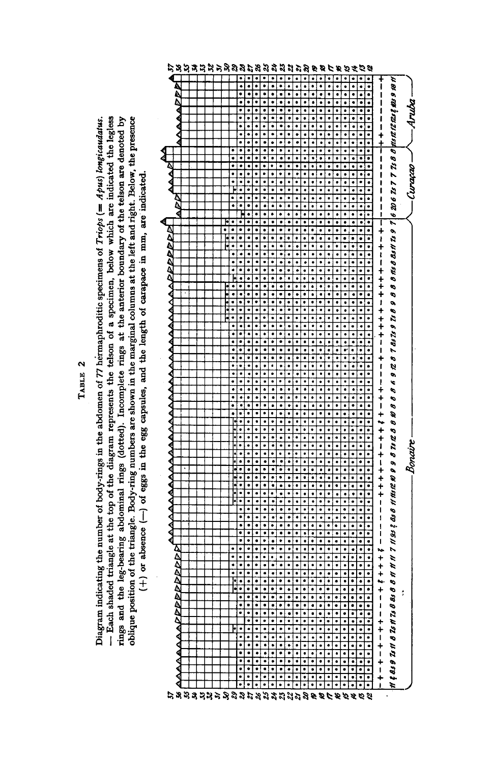# TABLE 2

Diagram indicating the number of body-rings in the abdomen of 77 hermaphroditic specimens of *Triops* (= *Apus*) *longicaudatus*. — Each shaded triangle at the top of the diagram represents the telson of a specimen, below which are indicated the legless rings and the leg-bearing abdominal rings (dotted). Incomplete rings at the anterior boundary of the telson are denoted by oblique position of the triangle. Body-ring numbers are shown in the marginal columns at the left and right. Below, the presence (+) or absence (—) of eggs in the egg capsules, and the length of carapace in mm, are indicated.

Bonaire — Curaçao — Aruba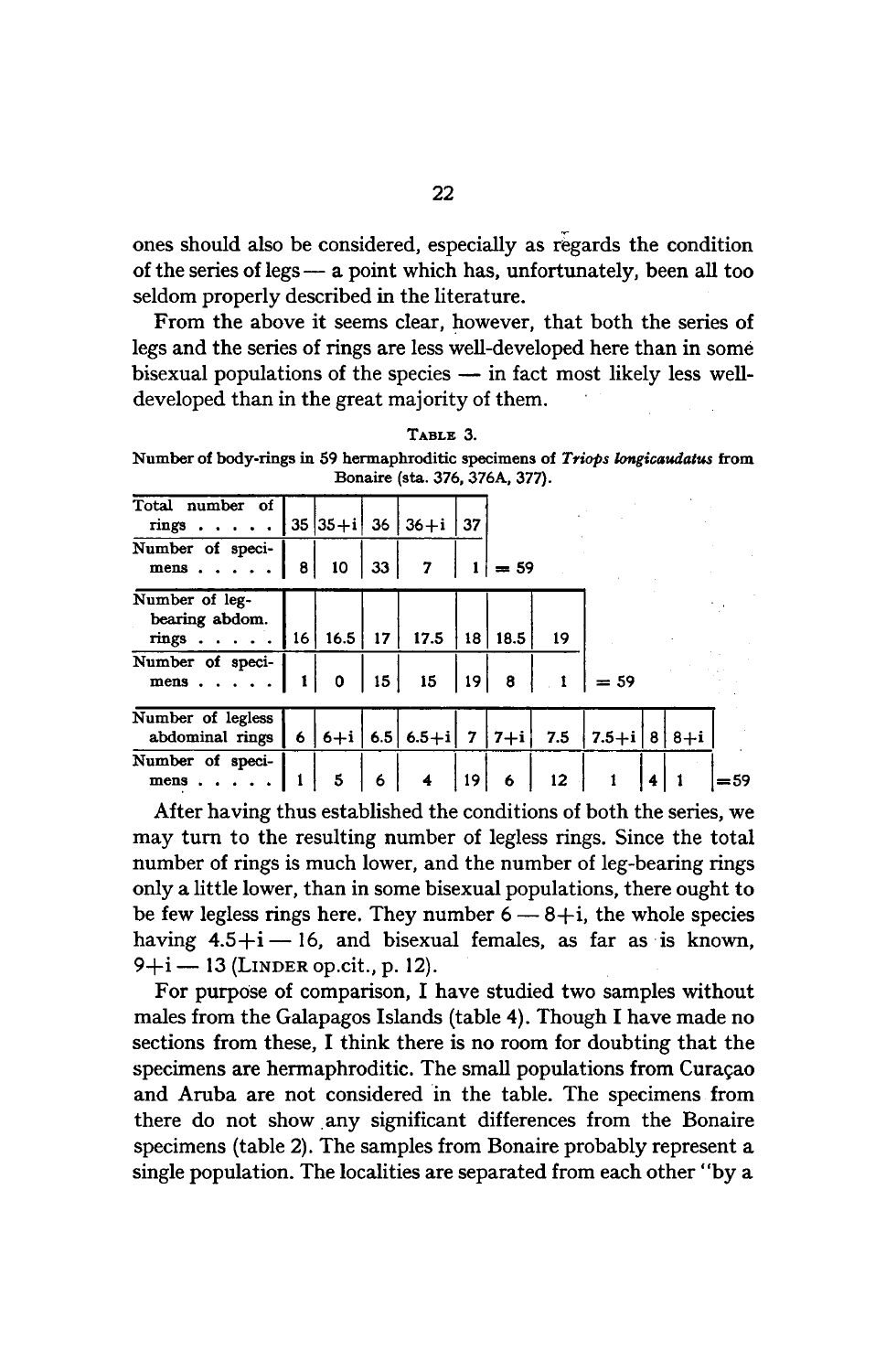ones should also be considered, especially as regards the condition of the series of legs — a point which has, unfortunately, been all too seldom properly described in the literature.

From the above it seems clear, however, that both the series of legs and the series of rings are less well-developed here than in some bisexual populations of the species — in fact most likely less well-developed than in the great majority of them.

TABLE 3.

Number of body-rings in 59 hermaphroditic specimens of *Triops longicaudatus* from Bonaire (sta. 376, 376A, 377).

| Total number of rings | 35 | 35+i | 36 | 36+i | 37 | |
|---|---|---|---|---|---|---|
| Number of specimens | 8 | 10 | 33 | 7 | 1 | = 59 |

| Number of leg-bearing abdom. rings | 16 | 16.5 | 17 | 17.5 | 18 | 18.5 | 19 | |
|---|---|---|---|---|---|---|---|---|
| Number of specimens | 1 | 0 | 15 | 15 | 19 | 8 | 1 | = 59 |

| Number of legless abdominal rings | 6 | 6+i | 6.5 | 6.5+i | 7 | 7+i | 7.5 | 7.5+i | 8 | 8+i | |
|---|---|---|---|---|---|---|---|---|---|---|---|
| Number of specimens | 1 | 5 | 6 | 4 | 19 | 6 | 12 | 1 | 4 | 1 | =59 |

After having thus established the conditions of both the series, we may turn to the resulting number of legless rings. Since the total number of rings is much lower, and the number of leg-bearing rings only a little lower, than in some bisexual populations, there ought to be few legless rings here. They number 6 — 8+i, the whole species having 4.5+i — 16, and bisexual females, as far as is known, 9+i — 13 (LINDER op.cit., p. 12).

For purpose of comparison, I have studied two samples without males from the Galapagos Islands (table 4). Though I have made no sections from these, I think there is no room for doubting that the specimens are hermaphroditic. The small populations from Curaçao and Aruba are not considered in the table. The specimens from there do not show any significant differences from the Bonaire specimens (table 2). The samples from Bonaire probably represent a single population. The localities are separated from each other "by a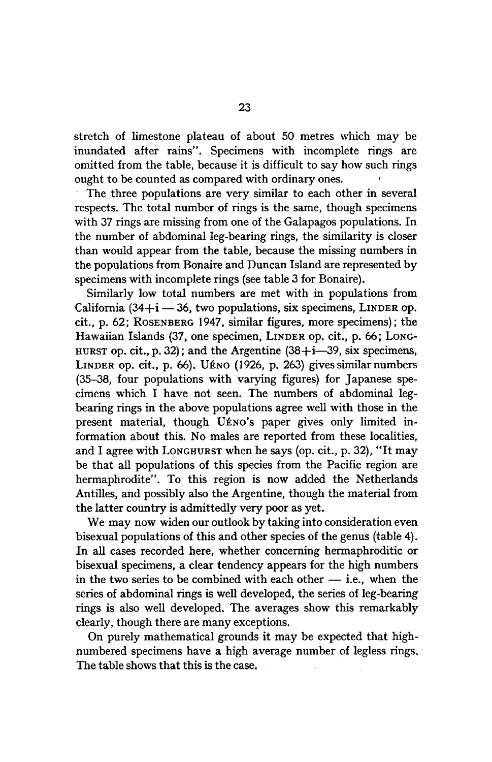stretch of limestone plateau of about 50 metres which may be inundated after rains". Specimens with incomplete rings are omitted from the table, because it is difficult to say how such rings ought to be counted as compared with ordinary ones.

The three populations are very similar to each other in several respects. The total number of rings is the same, though specimens with 37 rings are missing from one of the Galapagos populations. In the number of abdominal leg-bearing rings, the similarity is closer than would appear from the table, because the missing numbers in the populations from Bonaire and Duncan Island are represented by specimens with incomplete rings (see table 3 for Bonaire).

Similarly low total numbers are met with in populations from California (34+i — 36, two populations, six specimens, LINDER op. cit., p. 62; ROSENBERG 1947, similar figures, more specimens); the Hawaiian Islands (37, one specimen, LINDER op. cit., p. 66; LONGHURST op. cit., p. 32); and the Argentine (38+i—39, six specimens, LINDER op. cit., p. 66). UÉNO (1926, p. 263) gives similar numbers (35–38, four populations with varying figures) for Japanese specimens which I have not seen. The numbers of abdominal leg-bearing rings in the above populations agree well with those in the present material, though UÉNO's paper gives only limited information about this. No males are reported from these localities, and I agree with LONGHURST when he says (op. cit., p. 32), "It may be that all populations of this species from the Pacific region are hermaphrodite". To this region is now added the Netherlands Antilles, and possibly also the Argentine, though the material from the latter country is admittedly very poor as yet.

We may now widen our outlook by taking into consideration even bisexual populations of this and other species of the genus (table 4). In all cases recorded here, whether concerning hermaphroditic or bisexual specimens, a clear tendency appears for the high numbers in the two series to be combined with each other — i.e., when the series of abdominal rings is well developed, the series of leg-bearing rings is also well developed. The averages show this remarkably clearly, though there are many exceptions.

On purely mathematical grounds it may be expected that high-numbered specimens have a high average number of legless rings. The table shows that this is the case.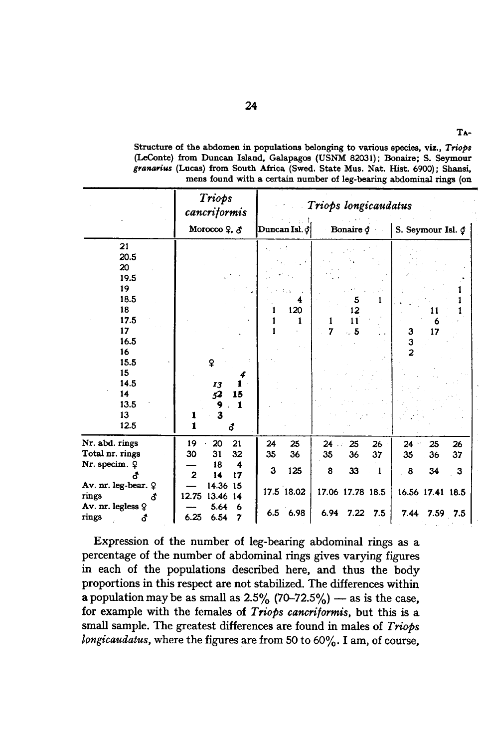TA-

Structure of the abdomen in populations belonging to various species, viz., *Triops* (LeConte) from Duncan Island, Galapagos (USNM 82031); Bonaire; S. Seymour *granarius* (Lucas) from South Africa (Swed. State Mus. Nat. Hist. 6900); Shansi, mens found with a certain number of leg-bearing abdominal rings (on

| | *Triops cancriformis* | | | *Triops longicaudatus* | | | | | | | |
|---|---|---|---|---|---|---|---|---|---|---|---|
| | Morocco ♀, ♂ | | | Duncan Isl. ♀ | | Bonaire ♀ | | | S. Seymour Isl. ♀ | | |
| 21 | | | | | | | | | | | |
| 20.5 | | | | | | | | | | | |
| 20 | | | | | | | | | | | |
| 19.5 | | | | | | | | | | | |
| 19 | | | | | | | | | | | 1 |
| 18.5 | | | | | 4 | | 5 | 1 | | | 1 |
| 18 | | | | 1 | 120 | | 12 | | | 11 | 1 |
| 17.5 | | | | 1 | 1 | 1 | 11 | | | 6 | |
| 17 | | | | 1 | | 7 | 5 | | 3 | 17 | |
| 16.5 | | | | | | | | | 3 | | |
| 16 | | | | | | | | | 2 | | |
| 15.5 | | ♀ | | | | | | | | | |
| 15 | | | 4 | | | | | | | | |
| 14.5 | | 13 | 1 | | | | | | | | |
| 14 | | 52 | 15 | | | | | | | | |
| 13.5 | | 9 | 1 | | | | | | | | |
| 13 | 1 | 3 | | | | | | | | | |
| 12.5 | 1 | ♂ | | | | | | | | | |
| Nr. abd. rings | 19 | 20 | 21 | 24 | 25 | 24 | 25 | 26 | 24 | 25 | 26 |
| Total nr. rings | 30 | 31 | 32 | 35 | 36 | 35 | 36 | 37 | 35 | 36 | 37 |
| Nr. specim. ♀ | — | 18 | 4 | 3 | 125 | 8 | 33 | 1 | 8 | 34 | 3 |
| ♂ | 2 | 14 | 17 | | | | | | | | |
| Av. nr. leg-bear. ♀ | — | 14.36 | 15 | 17.5 | 18.02 | 17.06 | 17.78 | 18.5 | 16.56 | 17.41 | 18.5 |
| rings ♂ | 12.75 | 13.46 | 14 | | | | | | | | |
| Av. nr. legless ♀ | — | 5.64 | 6 | 6.5 | 6.98 | 6.94 | 7.22 | 7.5 | 7.44 | 7.59 | 7.5 |
| rings ♂ | 6.25 | 6.54 | 7 | | | | | | | | |

Expression of the number of leg-bearing abdominal rings as a percentage of the number of abdominal rings gives varying figures in each of the populations described here, and thus the body proportions in this respect are not stabilized. The differences within a population may be as small as 2.5% (70–72.5%) — as is the case, for example with the females of *Triops cancriformis*, but this is a small sample. The greatest differences are found in males of *Triops longicaudatus*, where the figures are from 50 to 60%. I am, of course,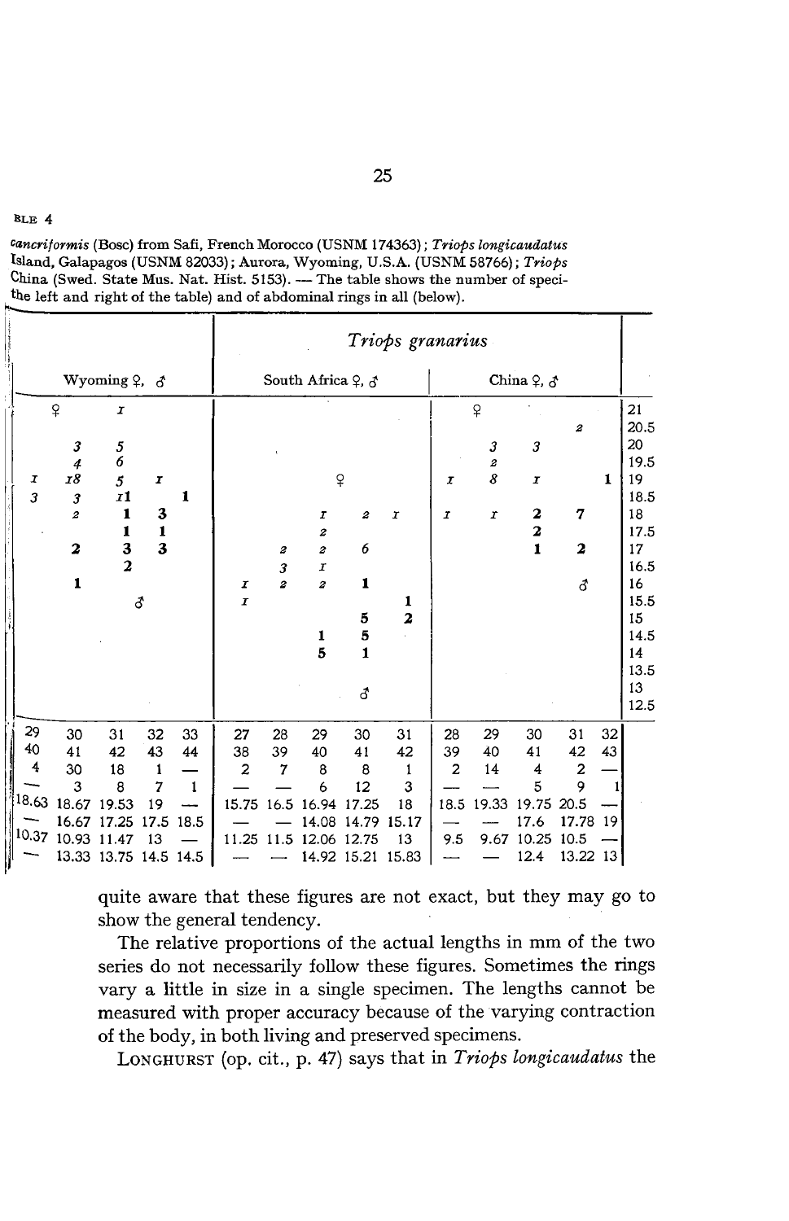BLE 4

*cancriformis* (Bosc) from Safi, French Morocco (USNM 174363); *Triops longicaudatus* Island, Galapagos (USNM 82033); Aurora, Wyoming, U.S.A. (USNM 58766); *Triops* China (Swed. State Mus. Nat. Hist. 5153). — The table shows the number of speci- the left and right of the table) and of abdominal rings in all (below).

| Wyoming ♀, ♂ | | | | | *Triops granarius* South Africa ♀, ♂ | | | | | *Triops granarius* China ♀, ♂ | | | | | |
|---|---|---|---|---|---|---|---|---|---|---|---|---|---|---|---|
| ♀ | | *1* | | | | | | | | | ♀ | | | | 21 |
| | | | | | | | | | | | | | | *2* | 20.5 |
| | *3* | *5* | | | | | | | | | | *3* | *3* | | 20 |
| | *4* | *6* | | | | | | | | | | *2* | | | 19.5 |
| *1* | *18* | *5* | *1* | | | | ♀ | | | | *1* | *8* | *1* | 1 | 19 |
| *3* | *3* | *11* | | 1 | | | | | | | | | | | 18.5 |
| | *2* | 1 | 3 | | | | *1* | *2* | *1* | | *1* | *1* | 2 | 7 | 18 |
| | | 1 | 1 | | | | *2* | | | | | | 2 | | 17.5 |
| | 2 | 3 | 3 | | | *2* | *2* | *6* | | | | | 1 | 2 | 17 |
| | | 2 | | | | *3* | *1* | | | | | | | | 16.5 |
| | 1 | | | | *1* | *2* | *2* | 1 | | | | | | ♂ | 16 |
| | | ♂ | | | *1* | | | | 1 | | | | | | 15.5 |
| | | | | | | | | 5 | 2 | | | | | | 15 |
| | | | | | | | 1 | 5 | | | | | | | 14.5 |
| | | | | | | | 5 | 1 | | | | | | | 14 |
| | | | | | | | | | | | | | | | 13.5 |
| | | | | | | | | ♂ | | | | | | | 13 |
| | | | | | | | | | | | | | | | 12.5 |
| 29 | 30 | 31 | 32 | 33 | 27 | 28 | 29 | 30 | 31 | 28 | 29 | 30 | 31 | 32 | |
| 40 | 41 | 42 | 43 | 44 | 38 | 39 | 40 | 41 | 42 | 39 | 40 | 41 | 42 | 43 | |
| 4 | 30 | 18 | 1 | — | 2 | 7 | 8 | 8 | 1 | 2 | 14 | 4 | 2 | — | |
| — | 3 | 8 | 7 | 1 | — | — | 6 | 12 | 3 | — | — | 5 | 9 | 1 | |
| 18.63 | 18.67 | 19.53 | 19 | — | 15.75 | 16.5 | 16.94 | 17.25 | 18 | 18.5 | 19.33 | 19.75 | 20.5 | — | |
| — | 16.67 | 17.25 | 17.5 | 18.5 | — | — | 14.08 | 14.79 | 15.17 | — | — | 17.6 | 17.78 | 19 | |
| 10.37 | 10.93 | 11.47 | 13 | — | 11.25 | 11.5 | 12.06 | 12.75 | 13 | 9.5 | 9.67 | 10.25 | 10.5 | — | |
| — | 13.33 | 13.75 | 14.5 | 14.5 | — | — | 14.92 | 15.21 | 15.83 | — | — | 12.4 | 13.22 | 13 | |

quite aware that these figures are not exact, but they may go to show the general tendency.

The relative proportions of the actual lengths in mm of the two series do not necessarily follow these figures. Sometimes the rings vary a little in size in a single specimen. The lengths cannot be measured with proper accuracy because of the varying contraction of the body, in both living and preserved specimens.

LONGHURST (op. cit., p. 47) says that in *Triops longicaudatus* the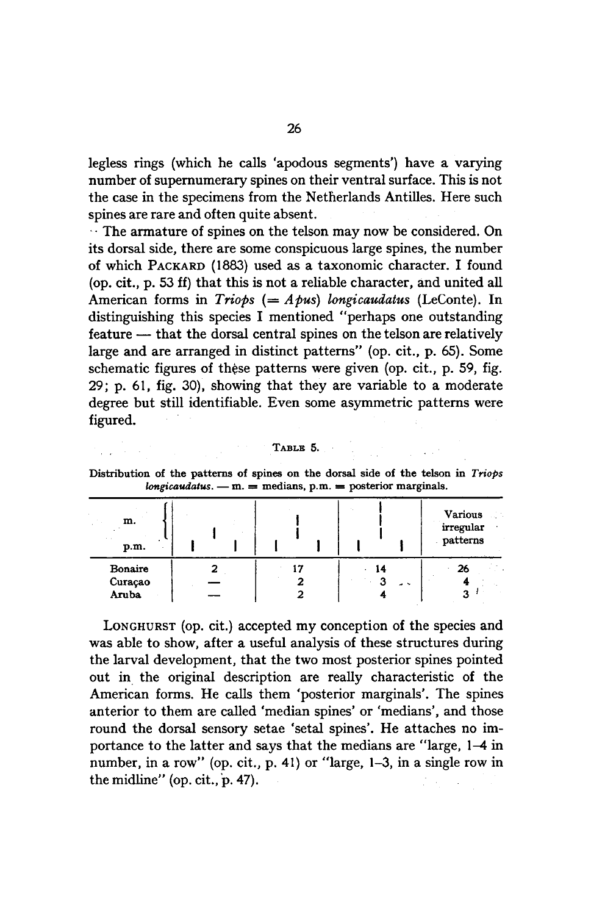legless rings (which he calls 'apodous segments') have a varying number of supernumerary spines on their ventral surface. This is not the case in the specimens from the Netherlands Antilles. Here such spines are rare and often quite absent.

The armature of spines on the telson may now be considered. On its dorsal side, there are some conspicuous large spines, the number of which PACKARD (1883) used as a taxonomic character. I found (op. cit., p. 53 ff) that this is not a reliable character, and united all American forms in *Triops* (= *Apus*) *longicaudatus* (LeConte). In distinguishing this species I mentioned "perhaps one outstanding feature — that the dorsal central spines on the telson are relatively large and are arranged in distinct patterns" (op. cit., p. 65). Some schematic figures of these patterns were given (op. cit., p. 59, fig. 29; p. 61, fig. 30), showing that they are variable to a moderate degree but still identifiable. Even some asymmetric patterns were figured.

TABLE 5.

Distribution of the patterns of spines on the dorsal side of the telson in *Triops longicaudatus*. — m. = medians, p.m. = posterior marginals.

| m. / p.m. | 1 median, 2 p.m. | 2 medians, 2 p.m. | 3 medians, 2 p.m. | Various irregular patterns |
|---|---|---|---|---|
| Bonaire | 2 | 17 | 14 | 26 |
| Curaçao | — | 2 | 3 | 4 |
| Aruba | — | 2 | 4 | 3 |

LONGHURST (op. cit.) accepted my conception of the species and was able to show, after a useful analysis of these structures during the larval development, that the two most posterior spines pointed out in the original description are really characteristic of the American forms. He calls them 'posterior marginals'. The spines anterior to them are called 'median spines' or 'medians', and those round the dorsal sensory setae 'setal spines'. He attaches no importance to the latter and says that the medians are "large, 1–4 in number, in a row" (op. cit., p. 41) or "large, 1–3, in a single row in the midline" (op. cit., p. 47).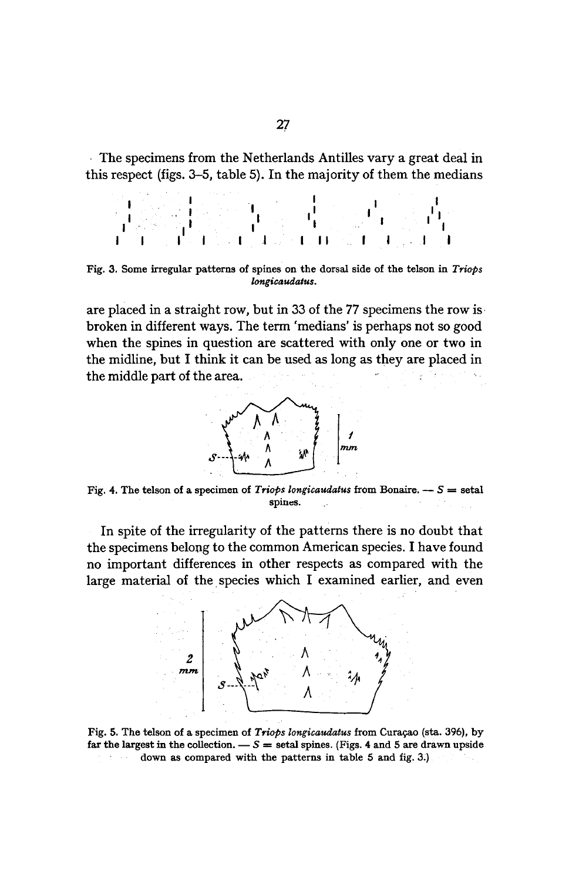The specimens from the Netherlands Antilles vary a great deal in this respect (figs. 3–5, table 5). In the majority of them the medians

Fig. 3. Some irregular patterns of spines on the dorsal side of the telson in *Triops longicaudatus*.

are placed in a straight row, but in 33 of the 77 specimens the row is broken in different ways. The term 'medians' is perhaps not so good when the spines in question are scattered with only one or two in the midline, but I think it can be used as long as they are placed in the middle part of the area.

Fig. 4. The telson of a specimen of *Triops longicaudatus* from Bonaire. — *S* = setal spines.

In spite of the irregularity of the patterns there is no doubt that the specimens belong to the common American species. I have found no important differences in other respects as compared with the large material of the species which I examined earlier, and even

Fig. 5. The telson of a specimen of *Triops longicaudatus* from Curaçao (sta. 396), by far the largest in the collection. — *S* = setal spines. (Figs. 4 and 5 are drawn upside down as compared with the patterns in table 5 and fig. 3.)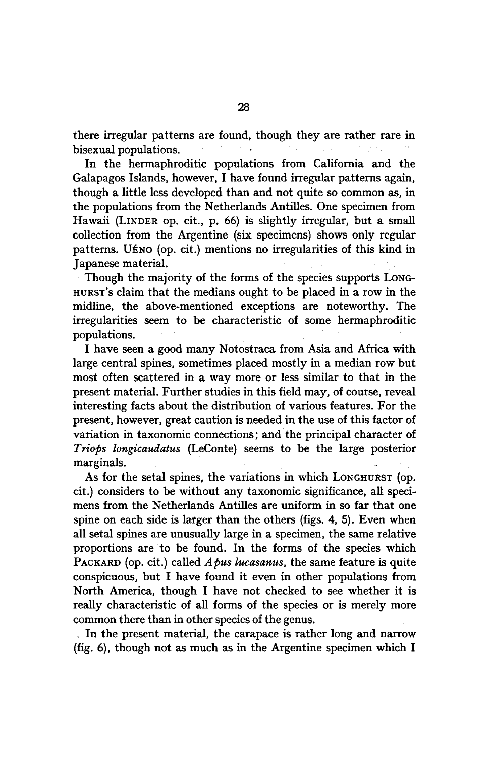there irregular patterns are found, though they are rather rare in bisexual populations.

In the hermaphroditic populations from California and the Galapagos Islands, however, I have found irregular patterns again, though a little less developed than and not quite so common as, in the populations from the Netherlands Antilles. One specimen from Hawaii (LINDER op. cit., p. 66) is slightly irregular, but a small collection from the Argentine (six specimens) shows only regular patterns. UÉNO (op. cit.) mentions no irregularities of this kind in Japanese material.

Though the majority of the forms of the species supports LONGHURST's claim that the medians ought to be placed in a row in the midline, the above-mentioned exceptions are noteworthy. The irregularities seem to be characteristic of some hermaphroditic populations.

I have seen a good many Notostraca from Asia and Africa with large central spines, sometimes placed mostly in a median row but most often scattered in a way more or less similar to that in the present material. Further studies in this field may, of course, reveal interesting facts about the distribution of various features. For the present, however, great caution is needed in the use of this factor of variation in taxonomic connections; and the principal character of *Triops longicaudatus* (LeConte) seems to be the large posterior marginals.

As for the setal spines, the variations in which LONGHURST (op. cit.) considers to be without any taxonomic significance, all specimens from the Netherlands Antilles are uniform in so far that one spine on each side is larger than the others (figs. 4, 5). Even when all setal spines are unusually large in a specimen, the same relative proportions are to be found. In the forms of the species which PACKARD (op. cit.) called *Apus lucasanus*, the same feature is quite conspicuous, but I have found it even in other populations from North America, though I have not checked to see whether it is really characteristic of all forms of the species or is merely more common there than in other species of the genus.

In the present material, the carapace is rather long and narrow (fig. 6), though not as much as in the Argentine specimen which I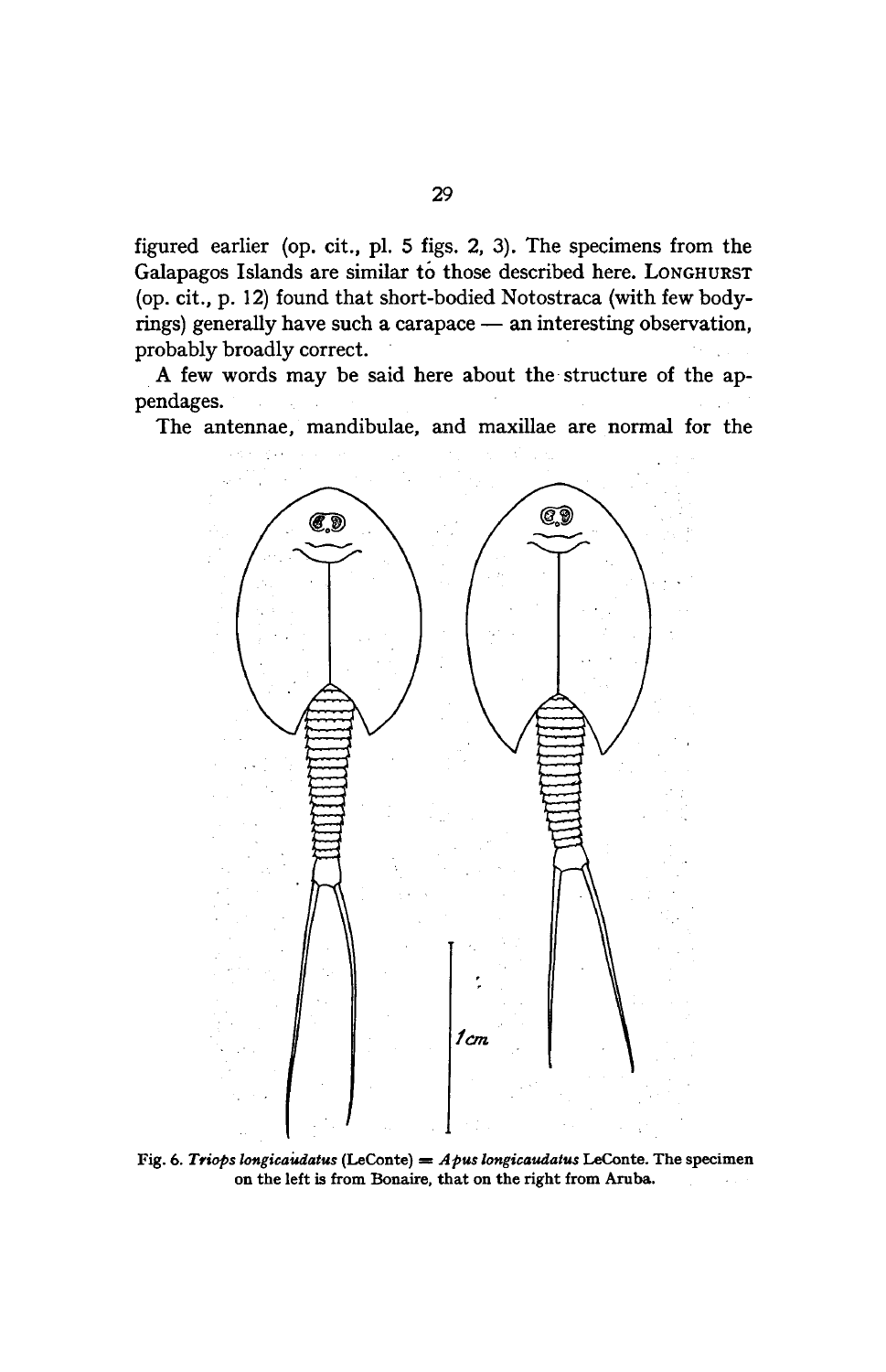figured earlier (op. cit., pl. 5 figs. 2, 3). The specimens from the Galapagos Islands are similar to those described here. LONGHURST (op. cit., p. 12) found that short-bodied Notostraca (with few body-rings) generally have such a carapace — an interesting observation, probably broadly correct.

A few words may be said here about the structure of the appendages.

The antennae, mandibulae, and maxillae are normal for the

Fig. 6. *Triops longicaudatus* (LeConte) = *Apus longicaudatus* LeConte. The specimen on the left is from Bonaire, that on the right from Aruba.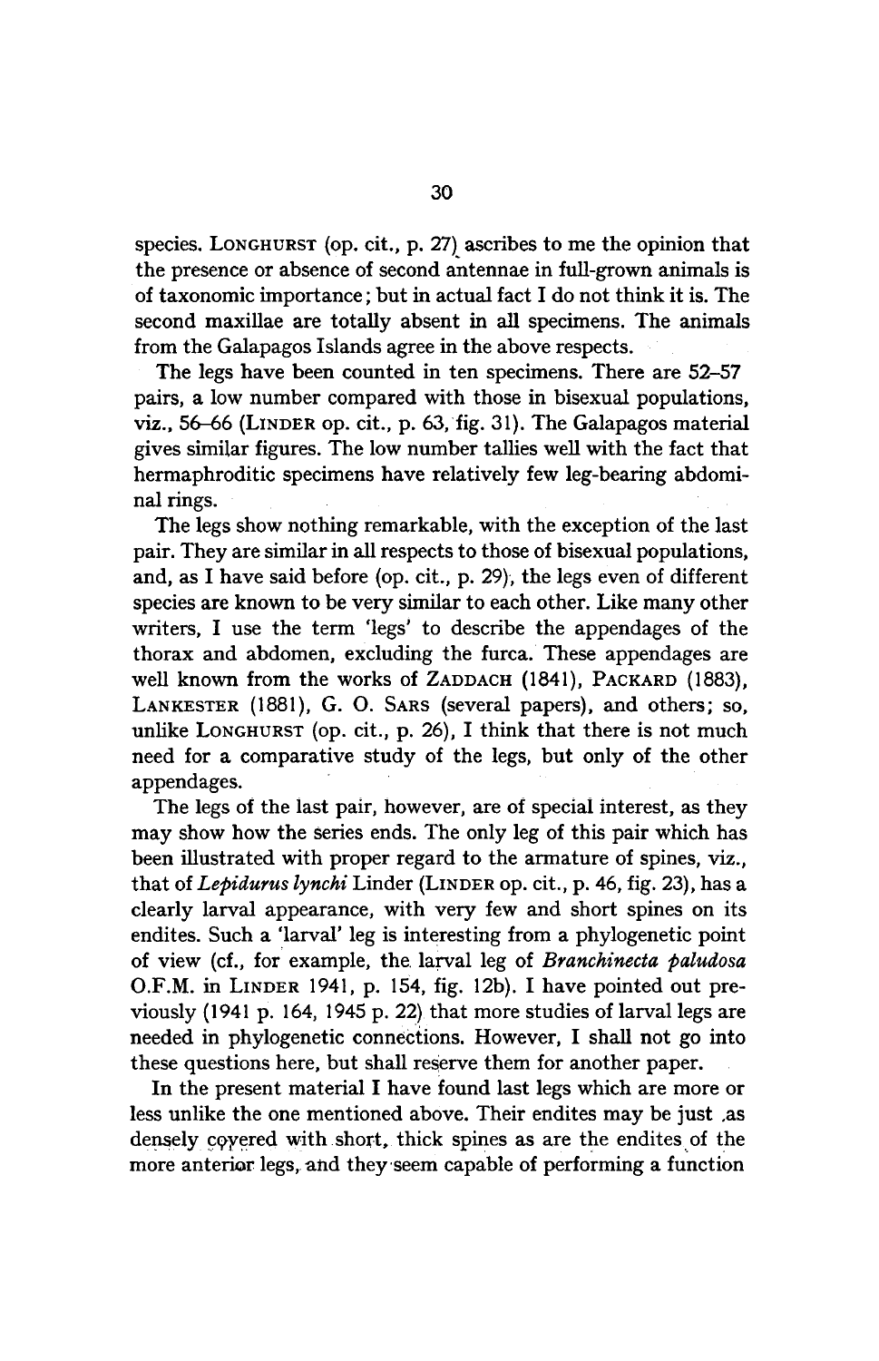species. LONGHURST (op. cit., p. 27) ascribes to me the opinion that the presence or absence of second antennae in full-grown animals is of taxonomic importance; but in actual fact I do not think it is. The second maxillae are totally absent in all specimens. The animals from the Galapagos Islands agree in the above respects.

The legs have been counted in ten specimens. There are 52–57 pairs, a low number compared with those in bisexual populations, viz., 56–66 (LINDER op. cit., p. 63, fig. 31). The Galapagos material gives similar figures. The low number tallies well with the fact that hermaphroditic specimens have relatively few leg-bearing abdominal rings.

The legs show nothing remarkable, with the exception of the last pair. They are similar in all respects to those of bisexual populations, and, as I have said before (op. cit., p. 29), the legs even of different species are known to be very similar to each other. Like many other writers, I use the term 'legs' to describe the appendages of the thorax and abdomen, excluding the furca. These appendages are well known from the works of ZADDACH (1841), PACKARD (1883), LANKESTER (1881), G. O. SARS (several papers), and others; so, unlike LONGHURST (op. cit., p. 26), I think that there is not much need for a comparative study of the legs, but only of the other appendages.

The legs of the last pair, however, are of special interest, as they may show how the series ends. The only leg of this pair which has been illustrated with proper regard to the armature of spines, viz., that of *Lepidurus lynchi* Linder (LINDER op. cit., p. 46, fig. 23), has a clearly larval appearance, with very few and short spines on its endites. Such a 'larval' leg is interesting from a phylogenetic point of view (cf., for example, the larval leg of *Branchinecta paludosa* O.F.M. in LINDER 1941, p. 154, fig. 12b). I have pointed out previously (1941 p. 164, 1945 p. 22) that more studies of larval legs are needed in phylogenetic connections. However, I shall not go into these questions here, but shall reserve them for another paper.

In the present material I have found last legs which are more or less unlike the one mentioned above. Their endites may be just as densely covered with short, thick spines as are the endites of the more anterior legs, and they seem capable of performing a function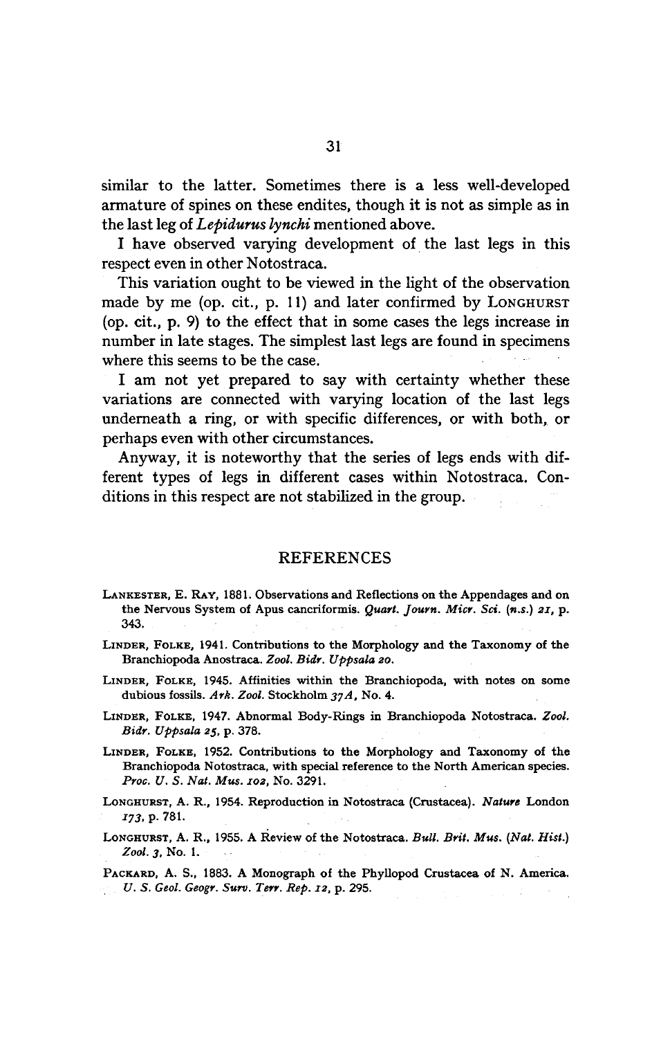similar to the latter. Sometimes there is a less well-developed armature of spines on these endites, though it is not as simple as in the last leg of *Lepidurus lynchi* mentioned above.

I have observed varying development of the last legs in this respect even in other Notostraca.

This variation ought to be viewed in the light of the observation made by me (op. cit., p. 11) and later confirmed by LONGHURST (op. cit., p. 9) to the effect that in some cases the legs increase in number in late stages. The simplest last legs are found in specimens where this seems to be the case.

I am not yet prepared to say with certainty whether these variations are connected with varying location of the last legs underneath a ring, or with specific differences, or with both, or perhaps even with other circumstances.

Anyway, it is noteworthy that the series of legs ends with different types of legs in different cases within Notostraca. Conditions in this respect are not stabilized in the group.

## REFERENCES

LANKESTER, E. RAY, 1881. Observations and Reflections on the Appendages and on the Nervous System of Apus cancriformis. *Quart. Journ. Micr. Sci. (n.s.) 21*, p. 343.

LINDER, FOLKE, 1941. Contributions to the Morphology and the Taxonomy of the Branchiopoda Anostraca. *Zool. Bidr. Uppsala 20.*

LINDER, FOLKE, 1945. Affinities within the Branchiopoda, with notes on some dubious fossils. *Ark. Zool.* Stockholm *37A*, No. 4.

LINDER, FOLKE, 1947. Abnormal Body-Rings in Branchiopoda Notostraca. *Zool. Bidr. Uppsala 25*, p. 378.

LINDER, FOLKE, 1952. Contributions to the Morphology and Taxonomy of the Branchiopoda Notostraca, with special reference to the North American species. *Proc. U. S. Nat. Mus. 102*, No. 3291.

LONGHURST, A. R., 1954. Reproduction in Notostraca (Crustacea). *Nature* London *173*, p. 781.

LONGHURST, A. R., 1955. A Review of the Notostraca. *Bull. Brit. Mus. (Nat. Hist.) Zool. 3*, No. 1.

PACKARD, A. S., 1883. A Monograph of the Phyllopod Crustacea of N. America. *U. S. Geol. Geogr. Surv. Terr. Rep. 12*, p. 295.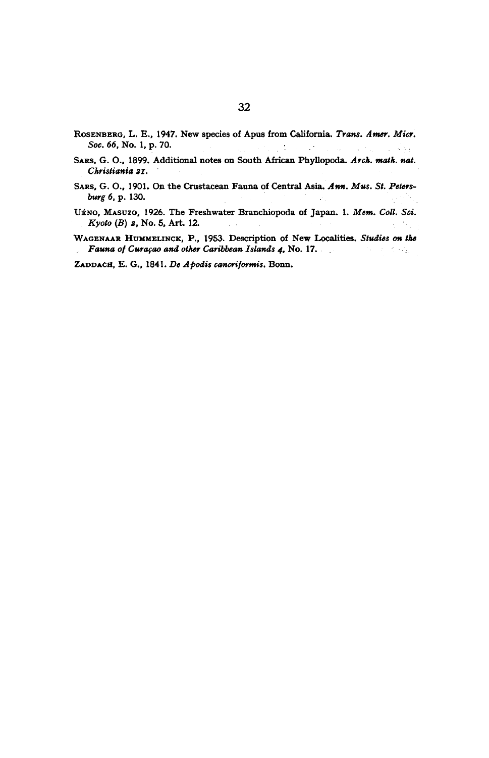ROSENBERG, L. E., 1947. New species of Apus from California. *Trans. Amer. Micr. Soc. 66*, No. 1, p. 70.

SARS, G. O., 1899. Additional notes on South African Phyllopoda. *Arch. math. nat. Christiania 21.*

SARS, G. O., 1901. On the Crustacean Fauna of Central Asia. *Ann. Mus. St. Petersburg 6*, p. 130.

UÉNO, MASUZO, 1926. The Freshwater Branchiopoda of Japan. 1. *Mem. Coll. Sci. Kyoto (B) 2*, No. 5, Art. 12.

WAGENAAR HUMMELINCK, P., 1953. Description of New Localities. *Studies on the Fauna of Curaçao and other Caribbean Islands 4*, No. 17.

ZADDACH, E. G., 1841. *De Apodis cancriformis.* Bonn.